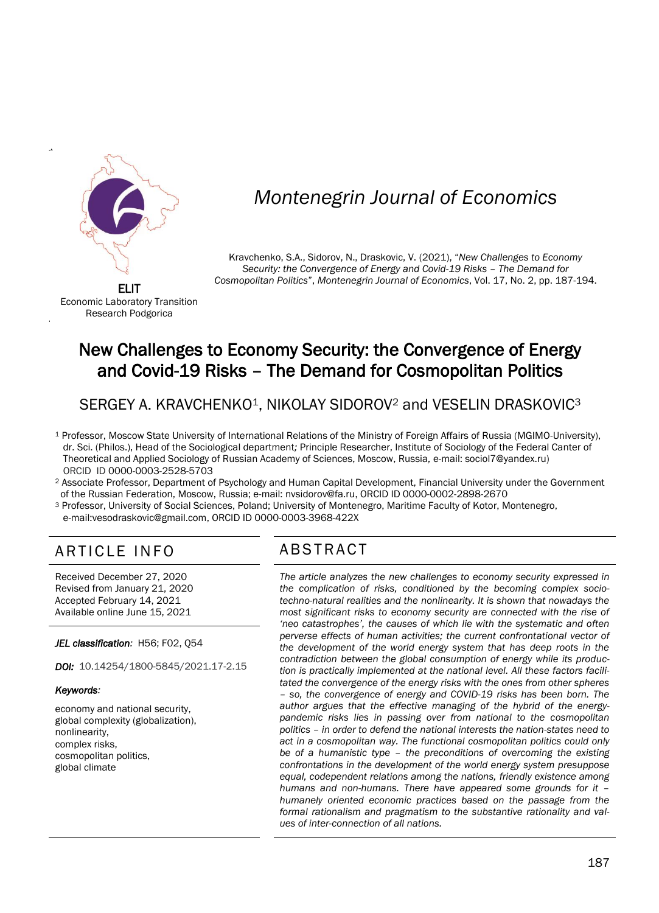ELIT
Economic Laboratory Transition Research Podgorica

# Montenegrin Journal of Economics

Kravchenko, S.A., Sidorov, N., Draskovic, V. (2021), "*New Challenges to Economy Security: the Convergence of Energy and Covid-19 Risks – The Demand for Cosmopolitan Politics*", *Montenegrin Journal of Economics*, Vol. 17, No. 2, pp. 187-194.

# New Challenges to Economy Security: the Convergence of Energy and Covid-19 Risks – The Demand for Cosmopolitan Politics

SERGEY A. KRAVCHENKO[1], NIKOLAY SIDOROV[2] and VESELIN DRASKOVIC[3]

[1] Professor, Moscow State University of International Relations of the Ministry of Foreign Affairs of Russia (MGIMO-University), dr. Sci. (Philos.), Head of the Sociological department; Principle Researcher, Institute of Sociology of the Federal Center of Theoretical and Applied Sociology of Russian Academy of Sciences, Moscow, Russia, e-mail: sociol7@yandex.ru) ORCID ID 0000-0003-2528-5703

[2] Associate Professor, Department of Psychology and Human Capital Development, Financial University under the Government of the Russian Federation, Moscow, Russia; e-mail: nvsidorov@fa.ru, ORCID ID 0000-0002-2898-2670

[3] Professor, University of Social Sciences, Poland; University of Montenegro, Maritime Faculty of Kotor, Montenegro, e-mail:vesodraskovic@gmail.com, ORCID ID 0000-0003-3968-422X

## ARTICLE INFO

Received December 27, 2020
Revised from January 21, 2020
Accepted February 14, 2021
Available online June 15, 2021

***JEL classification:*** H56; F02, Q54

***DOI:*** 10.14254/1800-5845/2021.17-2.15

***Keywords:***

economy and national security,
global complexity (globalization),
nonlinearity,
complex risks,
cosmopolitan politics,
global climate

## ABSTRACT

*The article analyzes the new challenges to economy security expressed in the complication of risks, conditioned by the becoming complex socio-techno-natural realities and the nonlinearity. It is shown that nowadays the most significant risks to economy security are connected with the rise of 'neo catastrophes', the causes of which lie with the systematic and often perverse effects of human activities; the current confrontational vector of the development of the world energy system that has deep roots in the contradiction between the global consumption of energy while its production is practically implemented at the national level. All these factors facilitated the convergence of the energy risks with the ones from other spheres – so, the convergence of energy and COVID-19 risks has been born. The author argues that the effective managing of the hybrid of the energy-pandemic risks lies in passing over from national to the cosmopolitan politics – in order to defend the national interests the nation-states need to act in a cosmopolitan way. The functional cosmopolitan politics could only be of a humanistic type – the preconditions of overcoming the existing confrontations in the development of the world energy system presuppose equal, codependent relations among the nations, friendly existence among humans and non-humans. There have appeared some grounds for it – humanely oriented economic practices based on the passage from the formal rationalism and pragmatism to the substantive rationality and values of inter-connection of all nations.*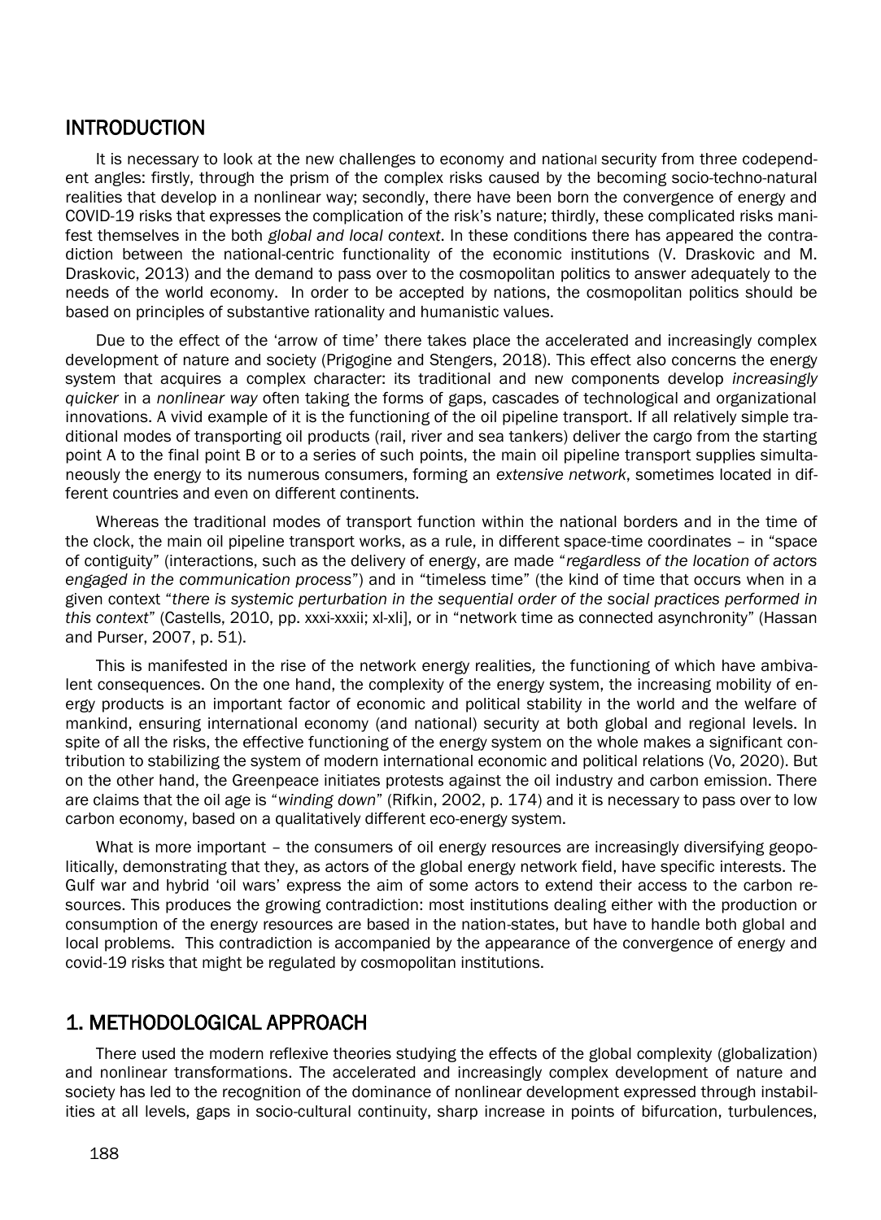## INTRODUCTION

It is necessary to look at the new challenges to economy and national security from three codependent angles: firstly, through the prism of the complex risks caused by the becoming socio-techno-natural realities that develop in a nonlinear way; secondly, there have been born the convergence of energy and COVID-19 risks that expresses the complication of the risk's nature; thirdly, these complicated risks manifest themselves in the both *global and local context*. In these conditions there has appeared the contradiction between the national-centric functionality of the economic institutions (V. Draskovic and M. Draskovic, 2013) and the demand to pass over to the cosmopolitan politics to answer adequately to the needs of the world economy. In order to be accepted by nations, the cosmopolitan politics should be based on principles of substantive rationality and humanistic values.

Due to the effect of the 'arrow of time' there takes place the accelerated and increasingly complex development of nature and society (Prigogine and Stengers, 2018). This effect also concerns the energy system that acquires a complex character: its traditional and new components develop *increasingly quicker* in a *nonlinear way* often taking the forms of gaps, cascades of technological and organizational innovations. A vivid example of it is the functioning of the oil pipeline transport. If all relatively simple traditional modes of transporting oil products (rail, river and sea tankers) deliver the cargo from the starting point A to the final point B or to a series of such points, the main oil pipeline transport supplies simultaneously the energy to its numerous consumers, forming an *extensive network*, sometimes located in different countries and even on different continents.

Whereas the traditional modes of transport function within the national borders and in the time of the clock, the main oil pipeline transport works, as a rule, in different space-time coordinates – in "space of contiguity" (interactions, such as the delivery of energy, are made "*regardless of the location of actors engaged in the communication process*") and in "timeless time" (the kind of time that occurs when in a given context "*there is systemic perturbation in the sequential order of the social practices performed in this context*" (Castells, 2010, pp. xxxi-xxxii; xl-xli], or in "network time as connected asynchronity" (Hassan and Purser, 2007, p. 51).

This is manifested in the rise of the network energy realities*,* the functioning of which have ambivalent consequences. On the one hand, the complexity of the energy system, the increasing mobility of energy products is an important factor of economic and political stability in the world and the welfare of mankind, ensuring international economy (and national) security at both global and regional levels. In spite of all the risks, the effective functioning of the energy system on the whole makes a significant contribution to stabilizing the system of modern international economic and political relations (Vo, 2020). But on the other hand, the Greenpeace initiates protests against the oil industry and carbon emission. There are claims that the oil age is "*winding down*" (Rifkin, 2002, p. 174) and it is necessary to pass over to low carbon economy, based on a qualitatively different eco-energy system.

What is more important – the consumers of oil energy resources are increasingly diversifying geopolitically, demonstrating that they, as actors of the global energy network field, have specific interests. The Gulf war and hybrid 'oil wars' express the aim of some actors to extend their access to the carbon resources. This produces the growing contradiction: most institutions dealing either with the production or consumption of the energy resources are based in the nation-states, but have to handle both global and local problems. This contradiction is accompanied by the appearance of the convergence of energy and covid-19 risks that might be regulated by cosmopolitan institutions.

## 1. METHODOLOGICAL APPROACH

There used the modern reflexive theories studying the effects of the global complexity (globalization) and nonlinear transformations. The accelerated and increasingly complex development of nature and society has led to the recognition of the dominance of nonlinear development expressed through instabilities at all levels, gaps in socio-cultural continuity, sharp increase in points of bifurcation, turbulences,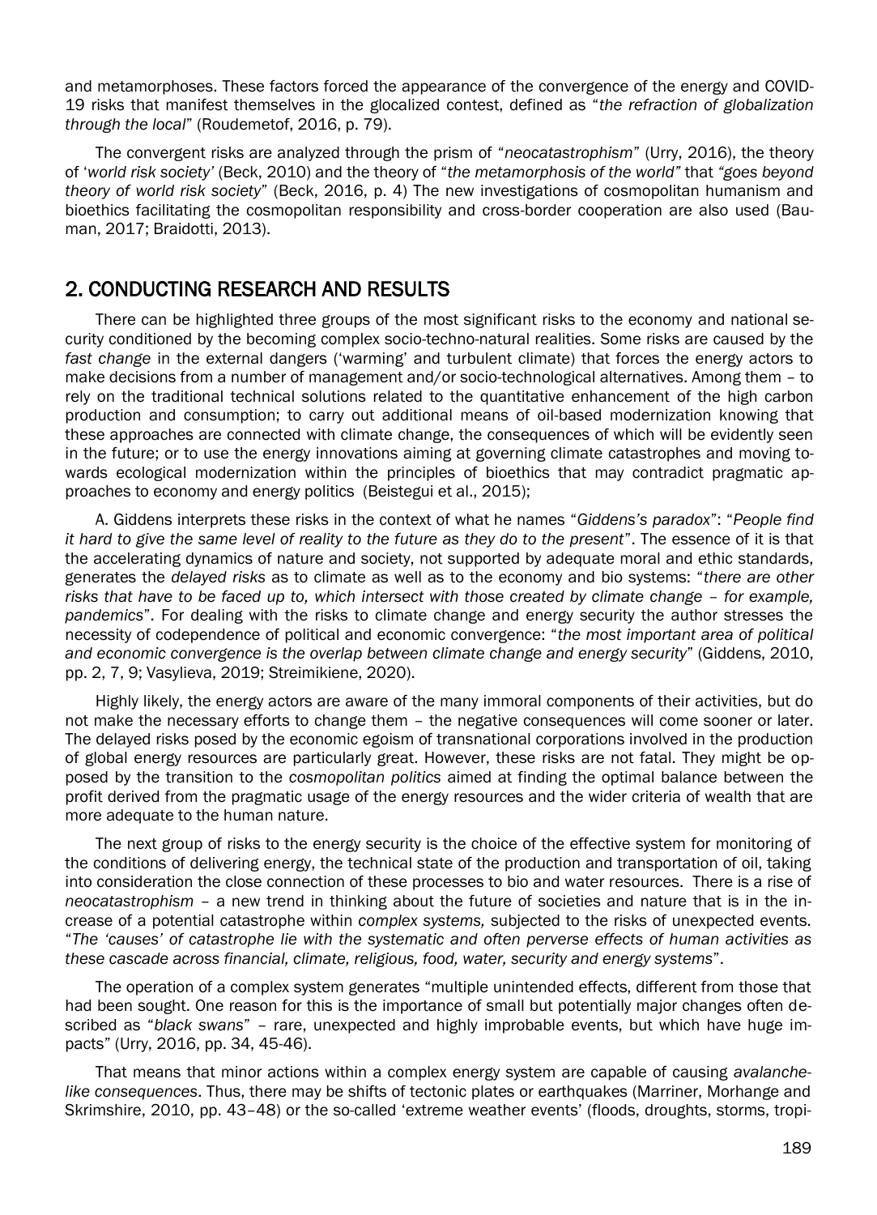and metamorphoses. These factors forced the appearance of the convergence of the energy and COVID-19 risks that manifest themselves in the glocalized contest, defined as "*the refraction of globalization through the local*" (Roudemetof, 2016, p. 79).

The convergent risks are analyzed through the prism of "*neocatastrophism*" (Urry, 2016), the theory of '*world risk society'* (Beck, 2010) and the theory of "*the metamorphosis of the world"* that *"goes beyond theory of world risk society*" (Beck, 2016, p. 4) The new investigations of cosmopolitan humanism and bioethics facilitating the cosmopolitan responsibility and cross-border cooperation are also used (Bauman, 2017; Braidotti, 2013).

## 2. CONDUCTING RESEARCH AND RESULTS

There can be highlighted three groups of the most significant risks to the economy and national security conditioned by the becoming complex socio-techno-natural realities. Some risks are caused by the *fast change* in the external dangers ('warming' and turbulent climate) that forces the energy actors to make decisions from a number of management and/or socio-technological alternatives. Among them – to rely on the traditional technical solutions related to the quantitative enhancement of the high carbon production and consumption; to carry out additional means of oil-based modernization knowing that these approaches are connected with climate change, the consequences of which will be evidently seen in the future; or to use the energy innovations aiming at governing climate catastrophes and moving towards ecological modernization within the principles of bioethics that may contradict pragmatic approaches to economy and energy politics (Beistegui et al., 2015);

A. Giddens interprets these risks in the context of what he names "*Giddens's paradox*": "*People find it hard to give the same level of reality to the future as they do to the present*". The essence of it is that the accelerating dynamics of nature and society, not supported by adequate moral and ethic standards, generates the *delayed risks* as to climate as well as to the economy and bio systems: "*there are other risks that have to be faced up to, which intersect with those created by climate change – for example, pandemics*". For dealing with the risks to climate change and energy security the author stresses the necessity of codependence of political and economic convergence: "*the most important area of political and economic convergence is the overlap between climate change and energy security*" (Giddens, 2010, pp. 2, 7, 9; Vasylieva, 2019; Streimikiene, 2020).

Highly likely, the energy actors are aware of the many immoral components of their activities, but do not make the necessary efforts to change them – the negative consequences will come sooner or later. The delayed risks posed by the economic egoism of transnational corporations involved in the production of global energy resources are particularly great. However, these risks are not fatal. They might be opposed by the transition to the *cosmopolitan politics* aimed at finding the optimal balance between the profit derived from the pragmatic usage of the energy resources and the wider criteria of wealth that are more adequate to the human nature.

The next group of risks to the energy security is the choice of the effective system for monitoring of the conditions of delivering energy, the technical state of the production and transportation of oil, taking into consideration the close connection of these processes to bio and water resources. There is a rise of *neocatastrophism* – a new trend in thinking about the future of societies and nature that is in the increase of a potential catastrophe within *complex systems,* subjected to the risks of unexpected events. "*The 'causes' of catastrophe lie with the systematic and often perverse effects of human activities as these cascade across financial, climate, religious, food, water, security and energy systems*".

The operation of a complex system generates "multiple unintended effects, different from those that had been sought. One reason for this is the importance of small but potentially major changes often described as "*black swans*" – rare, unexpected and highly improbable events, but which have huge impacts" (Urry, 2016, pp. 34, 45-46).

That means that minor actions within a complex energy system are capable of causing *avalanche-like consequences*. Thus, there may be shifts of tectonic plates or earthquakes (Marriner, Morhange and Skrimshire, 2010, pp. 43–48) or the so-called 'extreme weather events' (floods, droughts, storms, tropi-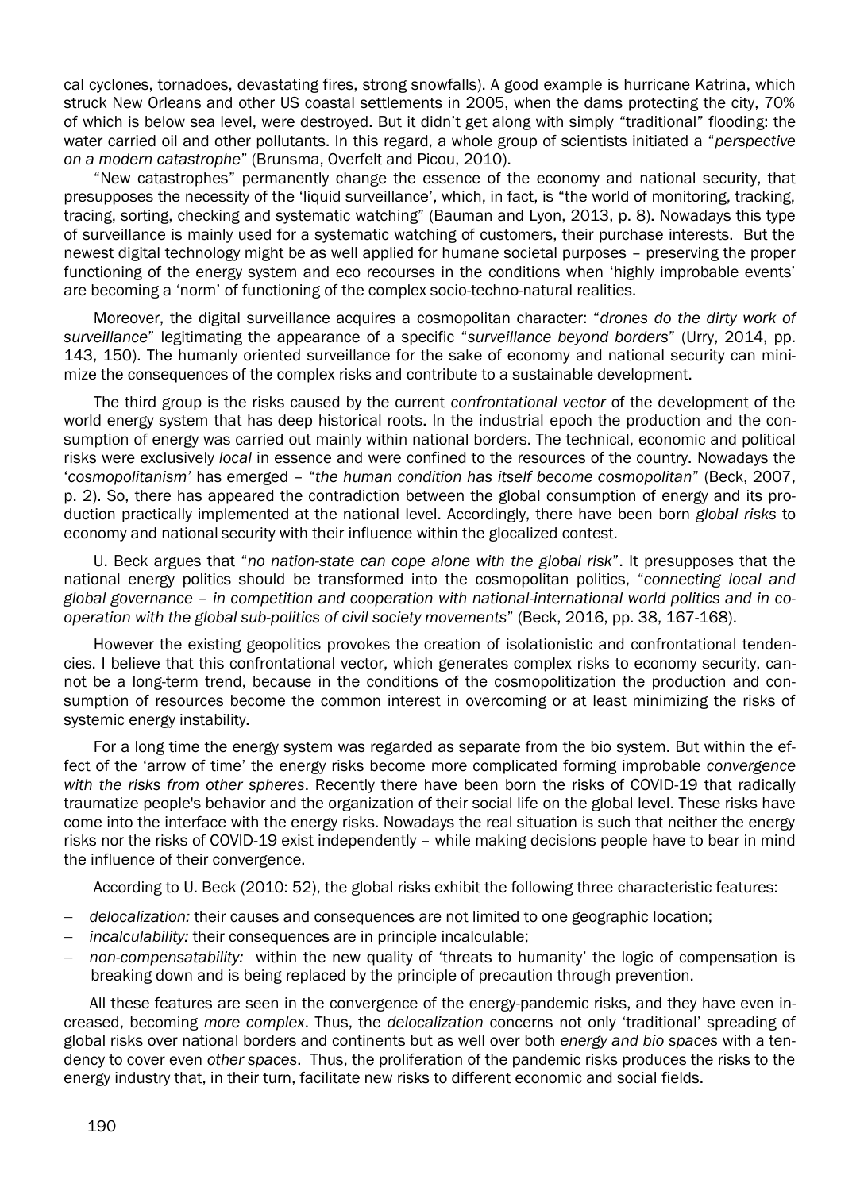cal cyclones, tornadoes, devastating fires, strong snowfalls). A good example is hurricane Katrina, which struck New Orleans and other US coastal settlements in 2005, when the dams protecting the city, 70% of which is below sea level, were destroyed. But it didn't get along with simply "traditional" flooding: the water carried oil and other pollutants. In this regard, a whole group of scientists initiated a "*perspective on a modern catastrophe*" (Brunsma, Overfelt and Picou, 2010).

"New catastrophes" permanently change the essence of the economy and national security, that presupposes the necessity of the 'liquid surveillance', which, in fact, is "the world of monitoring, tracking, tracing, sorting, checking and systematic watching" (Bauman and Lyon, 2013, p. 8). Nowadays this type of surveillance is mainly used for a systematic watching of customers, their purchase interests. But the newest digital technology might be as well applied for humane societal purposes – preserving the proper functioning of the energy system and eco recourses in the conditions when 'highly improbable events' are becoming a 'norm' of functioning of the complex socio-techno-natural realities.

Moreover, the digital surveillance acquires a cosmopolitan character: "*drones do the dirty work of surveillance*" legitimating the appearance of a specific "*surveillance beyond borders*" (Urry, 2014, pp. 143, 150). The humanly oriented surveillance for the sake of economy and national security can minimize the consequences of the complex risks and contribute to a sustainable development.

The third group is the risks caused by the current *confrontational vector* of the development of the world energy system that has deep historical roots. In the industrial epoch the production and the consumption of energy was carried out mainly within national borders. The technical, economic and political risks were exclusively *local* in essence and were confined to the resources of the country. Nowadays the '*cosmopolitanism'* has emerged – "*the human condition has itself become cosmopolitan*" (Beck, 2007, p. 2). So, there has appeared the contradiction between the global consumption of energy and its production practically implemented at the national level. Accordingly, there have been born *global risks* to economy and national security with their influence within the glocalized contest.

U. Beck argues that "*no nation-state can cope alone with the global risk*". It presupposes that the national energy politics should be transformed into the cosmopolitan politics, "*connecting local and global governance – in competition and cooperation with national-international world politics and in cooperation with the global sub-politics of civil society movements*" (Beck, 2016, pp. 38, 167-168).

However the existing geopolitics provokes the creation of isolationistic and confrontational tendencies. I believe that this confrontational vector, which generates complex risks to economy security, cannot be a long-term trend, because in the conditions of the cosmopolitization the production and consumption of resources become the common interest in overcoming or at least minimizing the risks of systemic energy instability.

For a long time the energy system was regarded as separate from the bio system. But within the effect of the 'arrow of time' the energy risks become more complicated forming improbable *convergence with the risks from other spheres*. Recently there have been born the risks of COVID-19 that radically traumatize people's behavior and the organization of their social life on the global level. These risks have come into the interface with the energy risks. Nowadays the real situation is such that neither the energy risks nor the risks of COVID-19 exist independently – while making decisions people have to bear in mind the influence of their convergence.

According to U. Beck (2010: 52), the global risks exhibit the following three characteristic features:

- *delocalization:* their causes and consequences are not limited to one geographic location;
- *incalculability:* their consequences are in principle incalculable;
- *non-compensatability:* within the new quality of 'threats to humanity' the logic of compensation is breaking down and is being replaced by the principle of precaution through prevention.

All these features are seen in the convergence of the energy-pandemic risks, and they have even increased, becoming *more complex*. Thus, the *delocalization* concerns not only 'traditional' spreading of global risks over national borders and continents but as well over both *energy and bio spaces* with a tendency to cover even *other spaces*. Thus, the proliferation of the pandemic risks produces the risks to the energy industry that, in their turn, facilitate new risks to different economic and social fields.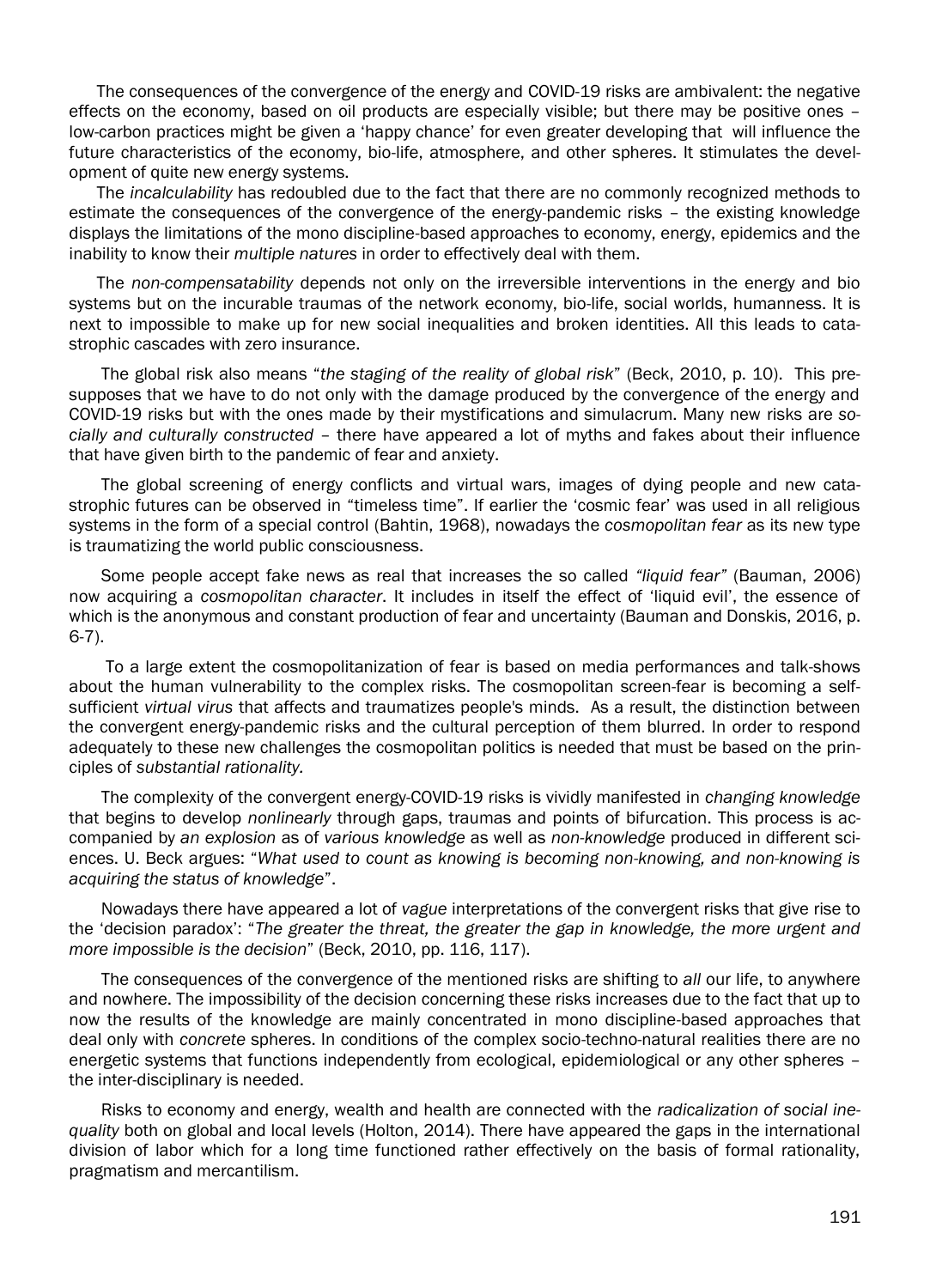The consequences of the convergence of the energy and COVID-19 risks are ambivalent: the negative effects on the economy, based on oil products are especially visible; but there may be positive ones – low-carbon practices might be given a 'happy chance' for even greater developing that will influence the future characteristics of the economy, bio-life, atmosphere, and other spheres. It stimulates the development of quite new energy systems.

The *incalculability* has redoubled due to the fact that there are no commonly recognized methods to estimate the consequences of the convergence of the energy-pandemic risks – the existing knowledge displays the limitations of the mono discipline-based approaches to economy, energy, epidemics and the inability to know their *multiple natures* in order to effectively deal with them.

The *non-compensatability* depends not only on the irreversible interventions in the energy and bio systems but on the incurable traumas of the network economy, bio-life, social worlds, humanness. It is next to impossible to make up for new social inequalities and broken identities. All this leads to catastrophic cascades with zero insurance.

The global risk also means "*the staging of the reality of global risk*" (Beck, 2010, p. 10). This presupposes that we have to do not only with the damage produced by the convergence of the energy and COVID-19 risks but with the ones made by their mystifications and simulacrum. Many new risks are *socially and culturally constructed* – there have appeared a lot of myths and fakes about their influence that have given birth to the pandemic of fear and anxiety.

The global screening of energy conflicts and virtual wars, images of dying people and new catastrophic futures can be observed in "timeless time". If earlier the 'cosmic fear' was used in all religious systems in the form of a special control (Bahtin, 1968), nowadays the *cosmopolitan fear* as its new type is traumatizing the world public consciousness.

Some people accept fake news as real that increases the so called *"liquid fear"* (Bauman, 2006) now acquiring a *cosmopolitan character*. It includes in itself the effect of 'liquid evil', the essence of which is the anonymous and constant production of fear and uncertainty (Bauman and Donskis, 2016, p. 6-7).

To a large extent the cosmopolitanization of fear is based on media performances and talk-shows about the human vulnerability to the complex risks. The cosmopolitan screen-fear is becoming a self-sufficient *virtual virus* that affects and traumatizes people's minds. As a result, the distinction between the convergent energy-pandemic risks and the cultural perception of them blurred. In order to respond adequately to these new challenges the cosmopolitan politics is needed that must be based on the principles of *substantial rationality*.

The complexity of the convergent energy-COVID-19 risks is vividly manifested in *changing knowledge* that begins to develop *nonlinearly* through gaps, traumas and points of bifurcation. This process is accompanied by *an explosion* as of *various knowledge* as well as *non-knowledge* produced in different sciences. U. Beck argues: "*What used to count as knowing is becoming non-knowing, and non-knowing is acquiring the status of knowledge*".

Nowadays there have appeared a lot of *vague* interpretations of the convergent risks that give rise to the 'decision paradox': "*The greater the threat, the greater the gap in knowledge, the more urgent and more impossible is the decision*" (Beck, 2010, pp. 116, 117).

The consequences of the convergence of the mentioned risks are shifting to *all* our life, to anywhere and nowhere. The impossibility of the decision concerning these risks increases due to the fact that up to now the results of the knowledge are mainly concentrated in mono discipline-based approaches that deal only with *concrete* spheres. In conditions of the complex socio-techno-natural realities there are no energetic systems that functions independently from ecological, epidemiological or any other spheres – the inter-disciplinary is needed.

Risks to economy and energy, wealth and health are connected with the *radicalization of social inequality* both on global and local levels (Holton, 2014). There have appeared the gaps in the international division of labor which for a long time functioned rather effectively on the basis of formal rationality, pragmatism and mercantilism.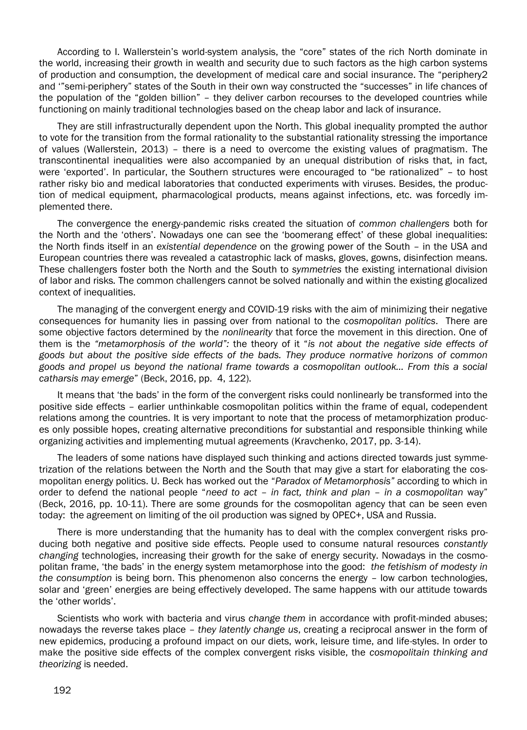According to I. Wallerstein's world-system analysis, the "core" states of the rich North dominate in the world, increasing their growth in wealth and security due to such factors as the high carbon systems of production and consumption, the development of medical care and social insurance. The "periphery2 and '"semi-periphery" states of the South in their own way constructed the "successes" in life chances of the population of the "golden billion" – they deliver carbon recourses to the developed countries while functioning on mainly traditional technologies based on the cheap labor and lack of insurance.

They are still infrastructurally dependent upon the North. This global inequality prompted the author to vote for the transition from the formal rationality to the substantial rationality stressing the importance of values (Wallerstein, 2013) – there is a need to overcome the existing values of pragmatism. The transcontinental inequalities were also accompanied by an unequal distribution of risks that, in fact, were 'exported'. In particular, the Southern structures were encouraged to "be rationalized" – to host rather risky bio and medical laboratories that conducted experiments with viruses. Besides, the production of medical equipment, pharmacological products, means against infections, etc. was forcedly implemented there.

The convergence the energy-pandemic risks created the situation of *common challengers* both for the North and the 'others'. Nowadays one can see the 'boomerang effect' of these global inequalities: the North finds itself in an *existential dependence* on the growing power of the South – in the USA and European countries there was revealed a catastrophic lack of masks, gloves, gowns, disinfection means. These challengers foster both the North and the South to *symmetries* the existing international division of labor and risks. The common challengers cannot be solved nationally and within the existing glocalized context of inequalities.

The managing of the convergent energy and COVID-19 risks with the aim of minimizing their negative consequences for humanity lies in passing over from national to the *cosmopolitan politics*. There are some objective factors determined by the *nonlinearity* that force the movement in this direction. One of them is the *"metamorphosis of the world":* the theory of it "*is not about the negative side effects of goods but about the positive side effects of the bads. They produce normative horizons of common goods and propel us beyond the national frame towards a cosmopolitan outlook… From this a social catharsis may emerge*" (Beck, 2016, pp. 4, 122).

It means that 'the bads' in the form of the convergent risks could nonlinearly be transformed into the positive side effects – earlier unthinkable cosmopolitan politics within the frame of equal, codependent relations among the countries. It is very important to note that the process of metamorphization produces only possible hopes, creating alternative preconditions for substantial and responsible thinking while organizing activities and implementing mutual agreements (Kravchenko, 2017, pp. 3-14).

The leaders of some nations have displayed such thinking and actions directed towards just symmetrization of the relations between the North and the South that may give a start for elaborating the cosmopolitan energy politics. U. Beck has worked out the "*Paradox of Metamorphosis*" according to which in order to defend the national people "*need to act – in fact, think and plan – in a cosmopolitan* way" (Beck, 2016, pp. 10-11). There are some grounds for the cosmopolitan agency that can be seen even today: the agreement on limiting of the oil production was signed by OPEC+, USA and Russia.

There is more understanding that the humanity has to deal with the complex convergent risks producing both negative and positive side effects. People used to consume natural resources *constantly changing* technologies, increasing their growth for the sake of energy security. Nowadays in the cosmopolitan frame, 'the bads' in the energy system metamorphose into the good: *the fetishism of modesty in the consumption* is being born. This phenomenon also concerns the energy – low carbon technologies, solar and 'green' energies are being effectively developed. The same happens with our attitude towards the 'other worlds'.

Scientists who work with bacteria and virus *change them* in accordance with profit-minded abuses; nowadays the reverse takes place – *they latently change us*, creating a reciprocal answer in the form of new epidemics, producing a profound impact on our diets, work, leisure time, and life-styles. In order to make the positive side effects of the complex convergent risks visible, the *cosmopolitain thinking and theorizing* is needed.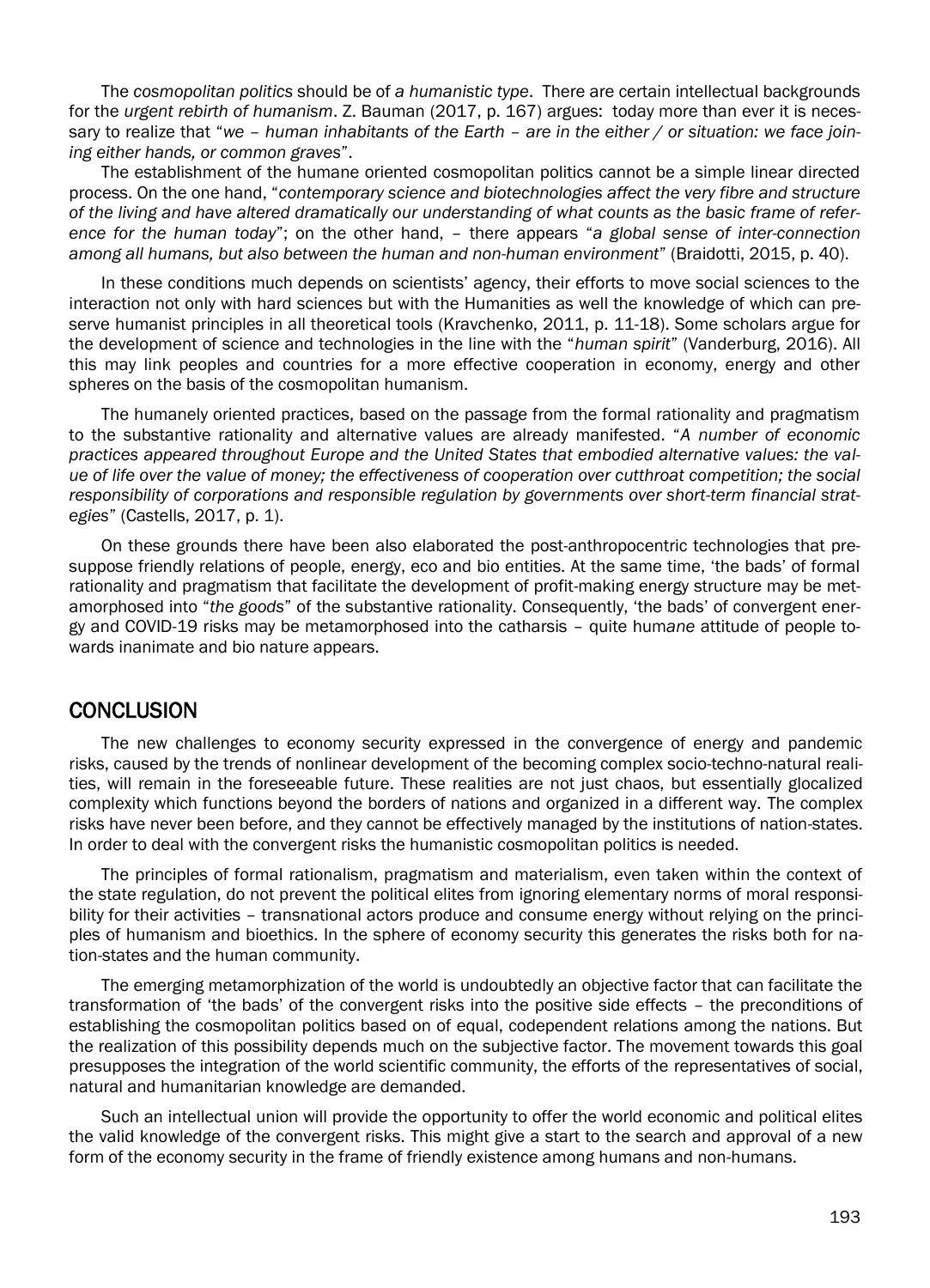The *cosmopolitan politics* should be of *a humanistic type*. There are certain intellectual backgrounds for the *urgent rebirth of humanism*. Z. Bauman (2017, p. 167) argues: today more than ever it is necessary to realize that "*we – human inhabitants of the Earth – are in the either / or situation: we face joining either hands, or common graves*".

The establishment of the humane oriented cosmopolitan politics cannot be a simple linear directed process. On the one hand, "*contemporary science and biotechnologies affect the very fibre and structure of the living and have altered dramatically our understanding of what counts as the basic frame of reference for the human today*"; on the other hand, – there appears "*a global sense of inter-connection among all humans, but also between the human and non-human environment*" (Braidotti, 2015, p. 40).

In these conditions much depends on scientists' agency, their efforts to move social sciences to the interaction not only with hard sciences but with the Humanities as well the knowledge of which can preserve humanist principles in all theoretical tools (Kravchenko, 2011, p. 11-18). Some scholars argue for the development of science and technologies in the line with the "*human spirit*" (Vanderburg, 2016). All this may link peoples and countries for a more effective cooperation in economy, energy and other spheres on the basis of the cosmopolitan humanism.

The humanely oriented practices, based on the passage from the formal rationality and pragmatism to the substantive rationality and alternative values are already manifested. "*A number of economic practices appeared throughout Europe and the United States that embodied alternative values: the value of life over the value of money; the effectiveness of cooperation over cutthroat competition; the social responsibility of corporations and responsible regulation by governments over short-term financial strategies*" (Castells, 2017, p. 1).

On these grounds there have been also elaborated the post-anthropocentric technologies that presuppose friendly relations of people, energy, eco and bio entities. At the same time, 'the bads' of formal rationality and pragmatism that facilitate the development of profit-making energy structure may be metamorphosed into "*the goods*" of the substantive rationality. Consequently, 'the bads' of convergent energy and COVID-19 risks may be metamorphosed into the catharsis – quite hum*ane* attitude of people towards inanimate and bio nature appears.

## CONCLUSION

The new challenges to economy security expressed in the convergence of energy and pandemic risks, caused by the trends of nonlinear development of the becoming complex socio-techno-natural realities, will remain in the foreseeable future. These realities are not just chaos, but essentially glocalized complexity which functions beyond the borders of nations and organized in a different way. The complex risks have never been before, and they cannot be effectively managed by the institutions of nation-states. In order to deal with the convergent risks the humanistic cosmopolitan politics is needed.

The principles of formal rationalism, pragmatism and materialism, even taken within the context of the state regulation, do not prevent the political elites from ignoring elementary norms of moral responsibility for their activities – transnational actors produce and consume energy without relying on the principles of humanism and bioethics. In the sphere of economy security this generates the risks both for nation-states and the human community.

The emerging metamorphization of the world is undoubtedly an objective factor that can facilitate the transformation of 'the bads' of the convergent risks into the positive side effects – the preconditions of establishing the cosmopolitan politics based on of equal, codependent relations among the nations. But the realization of this possibility depends much on the subjective factor. The movement towards this goal presupposes the integration of the world scientific community, the efforts of the representatives of social, natural and humanitarian knowledge are demanded.

Such an intellectual union will provide the opportunity to offer the world economic and political elites the valid knowledge of the convergent risks. This might give a start to the search and approval of a new form of the economy security in the frame of friendly existence among humans and non-humans.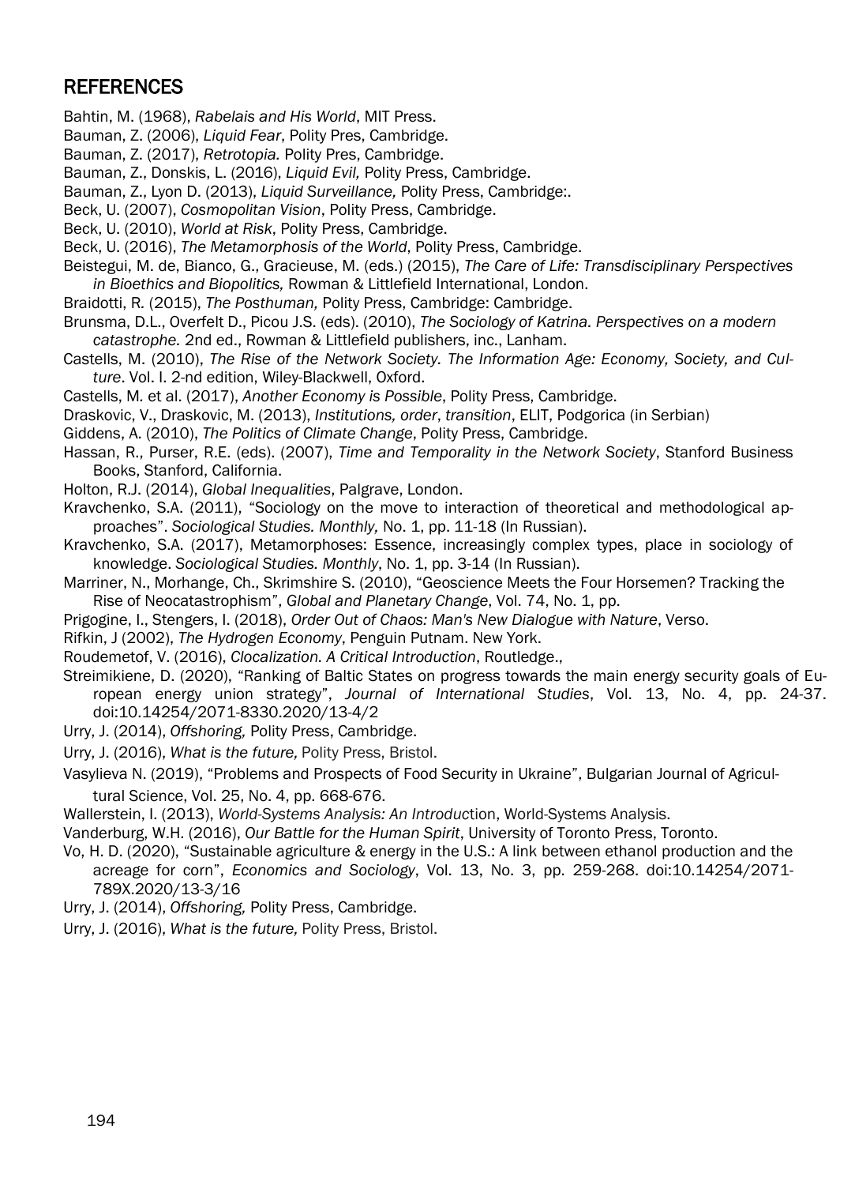## REFERENCES

Bahtin, M. (1968), *Rabelais and His World*, MIT Press.

Bauman, Z. (2006), *Liquid Fear*, Polity Pres, Cambridge.

Bauman, Z. (2017), *Retrotopia.* Polity Pres, Cambridge.

Bauman, Z., Donskis, L. (2016), *Liquid Evil,* Polity Press, Cambridge.

Bauman, Z., Lyon D. (2013), *Liquid Surveillance,* Polity Press, Cambridge:.

Beck, U. (2007), *Cosmopolitan Vision*, Polity Press, Cambridge.

Beck, U. (2010), *World at Risk*, Polity Press, Cambridge.

Beck, U. (2016), *The Metamorphosis of the World*, Polity Press, Cambridge.

Beistegui, M. de, Bianco, G., Gracieuse, M. (eds.) (2015), *The Care of Life: Transdisciplinary Perspectives in Bioethics and Biopolitics,* Rowman & Littlefield International, London.

Braidotti, R. (2015), *The Posthuman,* Polity Press, Cambridge: Cambridge.

Brunsma, D.L., Overfelt D., Picou J.S. (eds). (2010), *The Sociology of Katrina. Perspectives on a modern catastrophe.* 2nd ed., Rowman & Littlefield publishers, inc., Lanham.

Castells, M. (2010), *The Rise of the Network Society. The Information Age: Economy, Society, and Culture*. Vol. I. 2-nd edition, Wiley-Blackwell, Oxford.

Castells, M. et al. (2017), *Another Economy is Possible*, Polity Press, Cambridge.

Draskovic, V., Draskovic, M. (2013), *Institutions, order, transition*, ELIT, Podgorica (in Serbian)

Giddens, A. (2010), *The Politics of Climate Change*, Polity Press, Cambridge.

Hassan, R., Purser, R.E. (eds). (2007), *Time and Temporality in the Network Society*, Stanford Business Books, Stanford, California.

Holton, R.J. (2014), *Global Inequalities*, Palgrave, London.

Kravchenko, S.A. (2011), "Sociology on the move to interaction of theoretical and methodological approaches". *Sociological Studies. Monthly,* No. 1, pp. 11-18 (In Russian).

Kravchenko, S.A. (2017), Metamorphoses: Essence, increasingly complex types, place in sociology of knowledge. *Sociological Studies. Monthly*, No. 1, pp. 3-14 (In Russian).

Marriner, N., Morhange, Ch., Skrimshire S. (2010), "Geoscience Meets the Four Horsemen? Tracking the Rise of Neocatastrophism", *Global and Planetary Change*, Vol. 74, No. 1, pp.

Prigogine, I., Stengers, I. (2018), *Order Out of Chaos: Man's New Dialogue with Nature*, Verso.

Rifkin, J (2002), *The Hydrogen Economy*, Penguin Putnam. New York.

Roudemetof, V. (2016), *Clocalization. A Critical Introduction*, Routledge.,

Streimikiene, D. (2020), "Ranking of Baltic States on progress towards the main energy security goals of European energy union strategy", *Journal of International Studies*, Vol. 13, No. 4, pp. 24-37. doi:10.14254/2071-8330.2020/13-4/2

Urry, J. (2014), *Offshoring,* Polity Press, Cambridge.

Urry, J. (2016), *What is the future,* Polity Press, Bristol.

Vasylieva N. (2019), "Problems and Prospects of Food Security in Ukraine", Bulgarian Journal of Agricultural Science, Vol. 25, No. 4, pp. 668-676.

Wallerstein, I. (2013), *World-Systems Analysis: An Introduc*tion, World-Systems Analysis.

Vanderburg, W.H. (2016), *Our Battle for the Human Spirit*, University of Toronto Press, Toronto.

Vo, H. D. (2020), "Sustainable agriculture & energy in the U.S.: A link between ethanol production and the acreage for corn", *Economics and Sociology*, Vol. 13, No. 3, pp. 259-268. doi:10.14254/2071-789X.2020/13-3/16

Urry, J. (2014), *Offshoring,* Polity Press, Cambridge.

Urry, J. (2016), *What is the future,* Polity Press, Bristol.